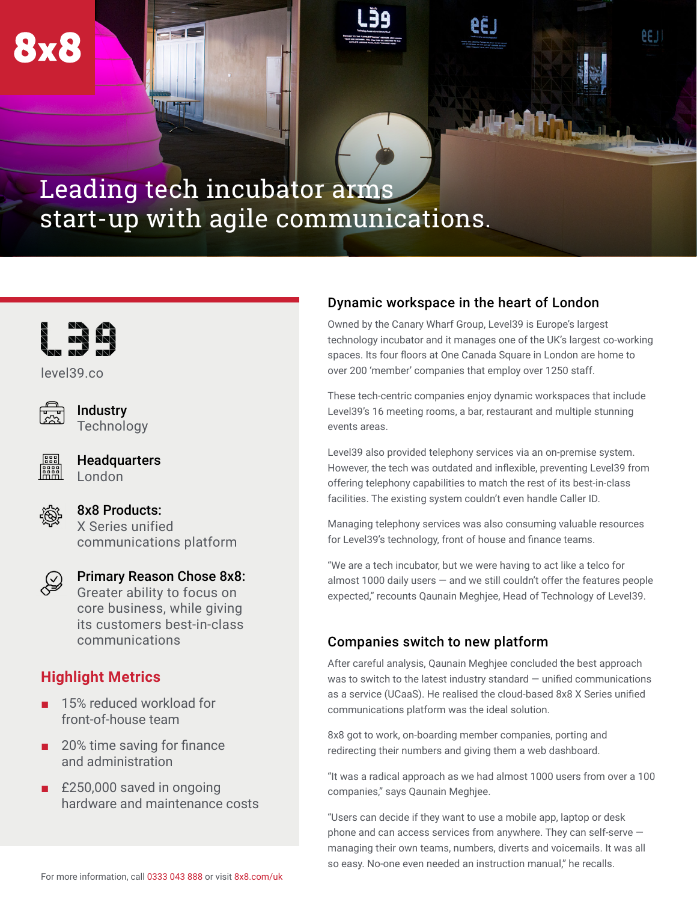8x8

# Leading tech incubator arms start-up with agile communications.

L39

level39.co

**Industry**
Technology

**Headquarters**
London

**8x8 Products:**
X Series unified communications platform

**Primary Reason Chose 8x8:**
Greater ability to focus on core business, while giving its customers best-in-class communications

## Highlight Metrics

- 15% reduced workload for front-of-house team
- 20% time saving for finance and administration
- £250,000 saved in ongoing hardware and maintenance costs

## Dynamic workspace in the heart of London

Owned by the Canary Wharf Group, Level39 is Europe's largest technology incubator and it manages one of the UK's largest co-working spaces. Its four floors at One Canada Square in London are home to over 200 'member' companies that employ over 1250 staff.

These tech-centric companies enjoy dynamic workspaces that include Level39's 16 meeting rooms, a bar, restaurant and multiple stunning events areas.

Level39 also provided telephony services via an on-premise system. However, the tech was outdated and inflexible, preventing Level39 from offering telephony capabilities to match the rest of its best-in-class facilities. The existing system couldn't even handle Caller ID.

Managing telephony services was also consuming valuable resources for Level39's technology, front of house and finance teams.

"We are a tech incubator, but we were having to act like a telco for almost 1000 daily users — and we still couldn't offer the features people expected," recounts Qaunain Meghjee, Head of Technology of Level39.

## Companies switch to new platform

After careful analysis, Qaunain Meghjee concluded the best approach was to switch to the latest industry standard — unified communications as a service (UCaaS). He realised the cloud-based 8x8 X Series unified communications platform was the ideal solution.

8x8 got to work, on-boarding member companies, porting and redirecting their numbers and giving them a web dashboard.

"It was a radical approach as we had almost 1000 users from over a 100 companies," says Qaunain Meghjee.

"Users can decide if they want to use a mobile app, laptop or desk phone and can access services from anywhere. They can self-serve — managing their own teams, numbers, diverts and voicemails. It was all so easy. No-one even needed an instruction manual," he recalls.

For more information, call 0333 043 888 or visit 8x8.com/uk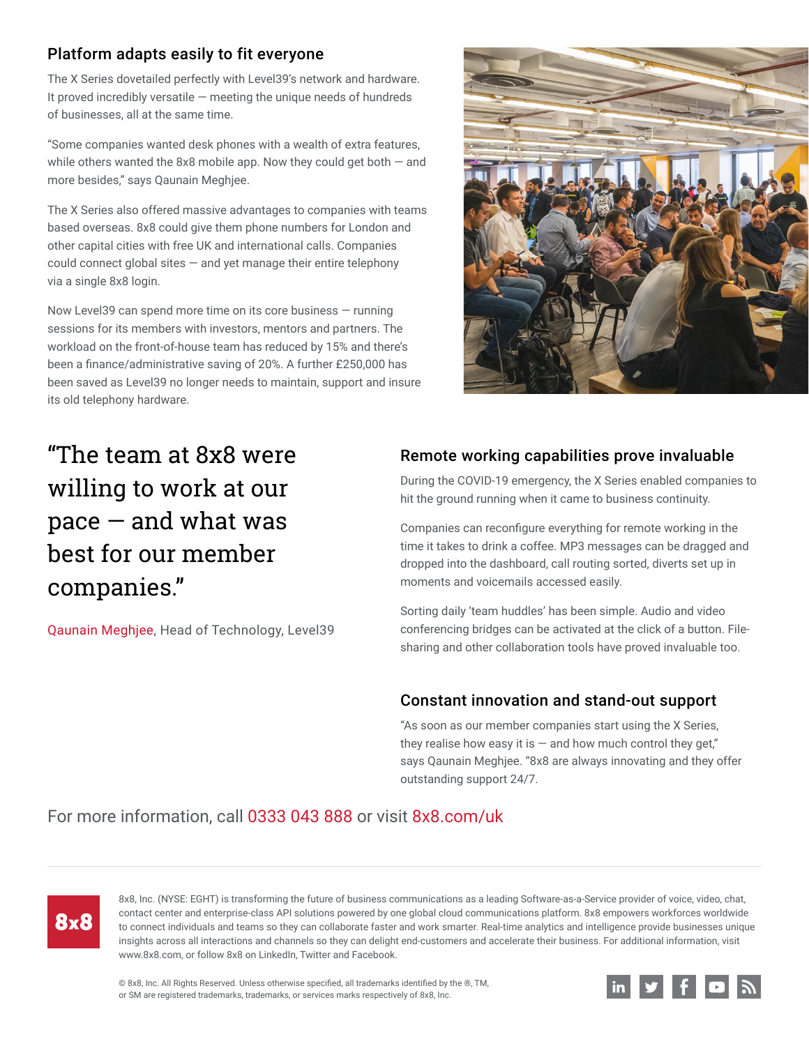## Platform adapts easily to fit everyone

The X Series dovetailed perfectly with Level39's network and hardware. It proved incredibly versatile — meeting the unique needs of hundreds of businesses, all at the same time.

"Some companies wanted desk phones with a wealth of extra features, while others wanted the 8x8 mobile app. Now they could get both — and more besides," says Qaunain Meghjee.

The X Series also offered massive advantages to companies with teams based overseas. 8x8 could give them phone numbers for London and other capital cities with free UK and international calls. Companies could connect global sites — and yet manage their entire telephony via a single 8x8 login.

Now Level39 can spend more time on its core business — running sessions for its members with investors, mentors and partners. The workload on the front-of-house team has reduced by 15% and there's been a finance/administrative saving of 20%. A further £250,000 has been saved as Level39 no longer needs to maintain, support and insure its old telephony hardware.

> "The team at 8x8 were willing to work at our pace — and what was best for our member companies."
>
> Qaunain Meghjee, Head of Technology, Level39

## Remote working capabilities prove invaluable

During the COVID-19 emergency, the X Series enabled companies to hit the ground running when it came to business continuity.

Companies can reconfigure everything for remote working in the time it takes to drink a coffee. MP3 messages can be dragged and dropped into the dashboard, call routing sorted, diverts set up in moments and voicemails accessed easily.

Sorting daily 'team huddles' has been simple. Audio and video conferencing bridges can be activated at the click of a button. File-sharing and other collaboration tools have proved invaluable too.

## Constant innovation and stand-out support

"As soon as our member companies start using the X Series, they realise how easy it is — and how much control they get," says Qaunain Meghjee. "8x8 are always innovating and they offer outstanding support 24/7.

For more information, call 0333 043 888 or visit 8x8.com/uk

8x8, Inc. (NYSE: EGHT) is transforming the future of business communications as a leading Software-as-a-Service provider of voice, video, chat, contact center and enterprise-class API solutions powered by one global cloud communications platform. 8x8 empowers workforces worldwide to connect individuals and teams so they can collaborate faster and work smarter. Real-time analytics and intelligence provide businesses unique insights across all interactions and channels so they can delight end-customers and accelerate their business. For additional information, visit www.8x8.com, or follow 8x8 on LinkedIn, Twitter and Facebook.

© 8x8, Inc. All Rights Reserved. Unless otherwise specified, all trademarks identified by the ®, TM, or SM are registered trademarks, trademarks, or services marks respectively of 8x8, Inc.